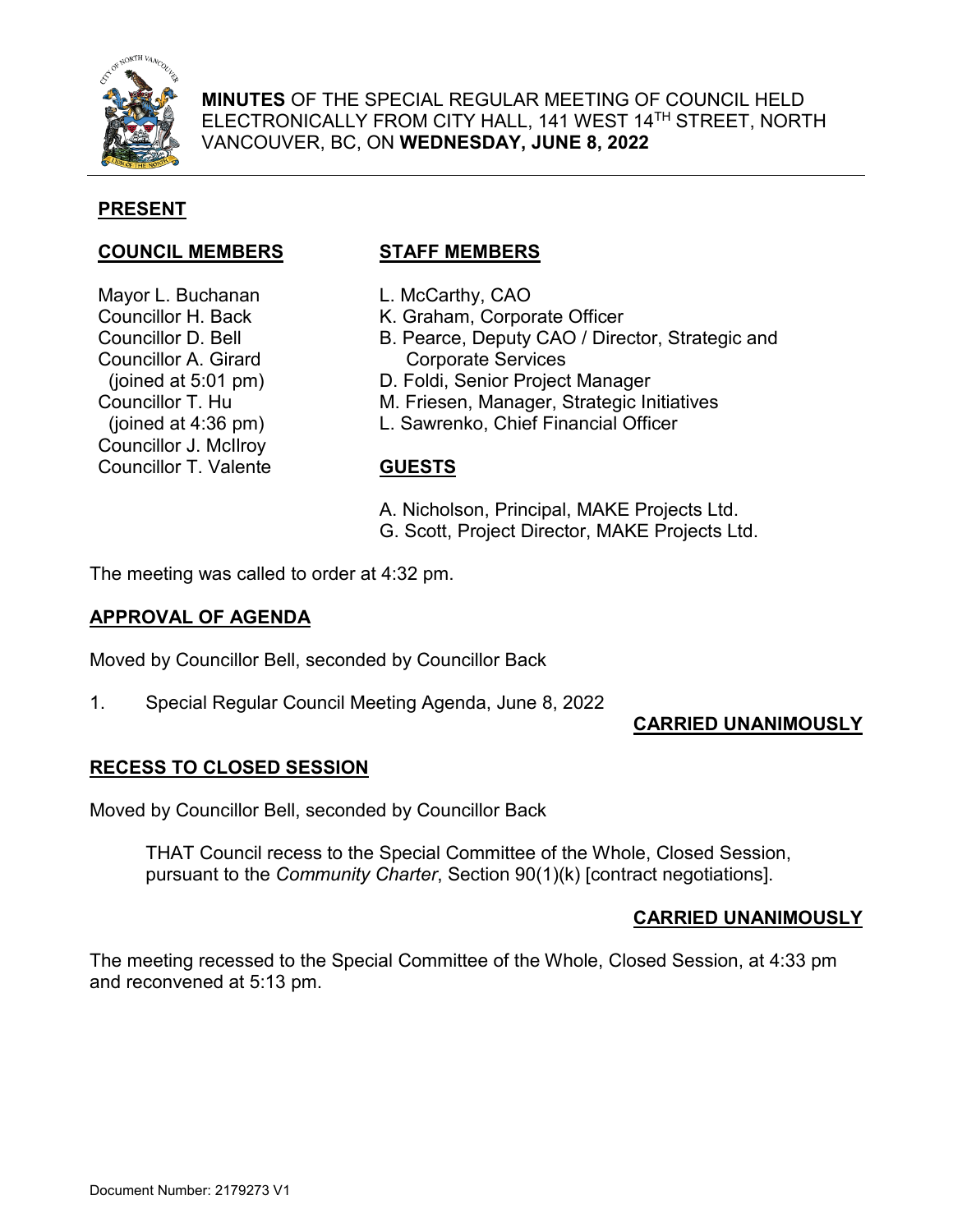**MINUTES** OF THE SPECIAL REGULAR MEETING OF COUNCIL HELD ELECTRONICALLY FROM CITY HALL, 141 WEST 14TH STREET, NORTH VANCOUVER, BC, ON **WEDNESDAY, JUNE 8, 2022**

## PRESENT

### COUNCIL MEMBERS

Mayor L. Buchanan
Councillor H. Back
Councillor D. Bell
Councillor A. Girard
 (joined at 5:01 pm)
Councillor T. Hu
 (joined at 4:36 pm)
Councillor J. McIlroy
Councillor T. Valente

### STAFF MEMBERS

L. McCarthy, CAO
K. Graham, Corporate Officer
B. Pearce, Deputy CAO / Director, Strategic and Corporate Services
D. Foldi, Senior Project Manager
M. Friesen, Manager, Strategic Initiatives
L. Sawrenko, Chief Financial Officer

### GUESTS

A. Nicholson, Principal, MAKE Projects Ltd.
G. Scott, Project Director, MAKE Projects Ltd.

The meeting was called to order at 4:32 pm.

## APPROVAL OF AGENDA

Moved by Councillor Bell, seconded by Councillor Back

1. Special Regular Council Meeting Agenda, June 8, 2022

**CARRIED UNANIMOUSLY**

## RECESS TO CLOSED SESSION

Moved by Councillor Bell, seconded by Councillor Back

> THAT Council recess to the Special Committee of the Whole, Closed Session, pursuant to the *Community Charter*, Section 90(1)(k) [contract negotiations].

**CARRIED UNANIMOUSLY**

The meeting recessed to the Special Committee of the Whole, Closed Session, at 4:33 pm and reconvened at 5:13 pm.

Document Number: 2179273 V1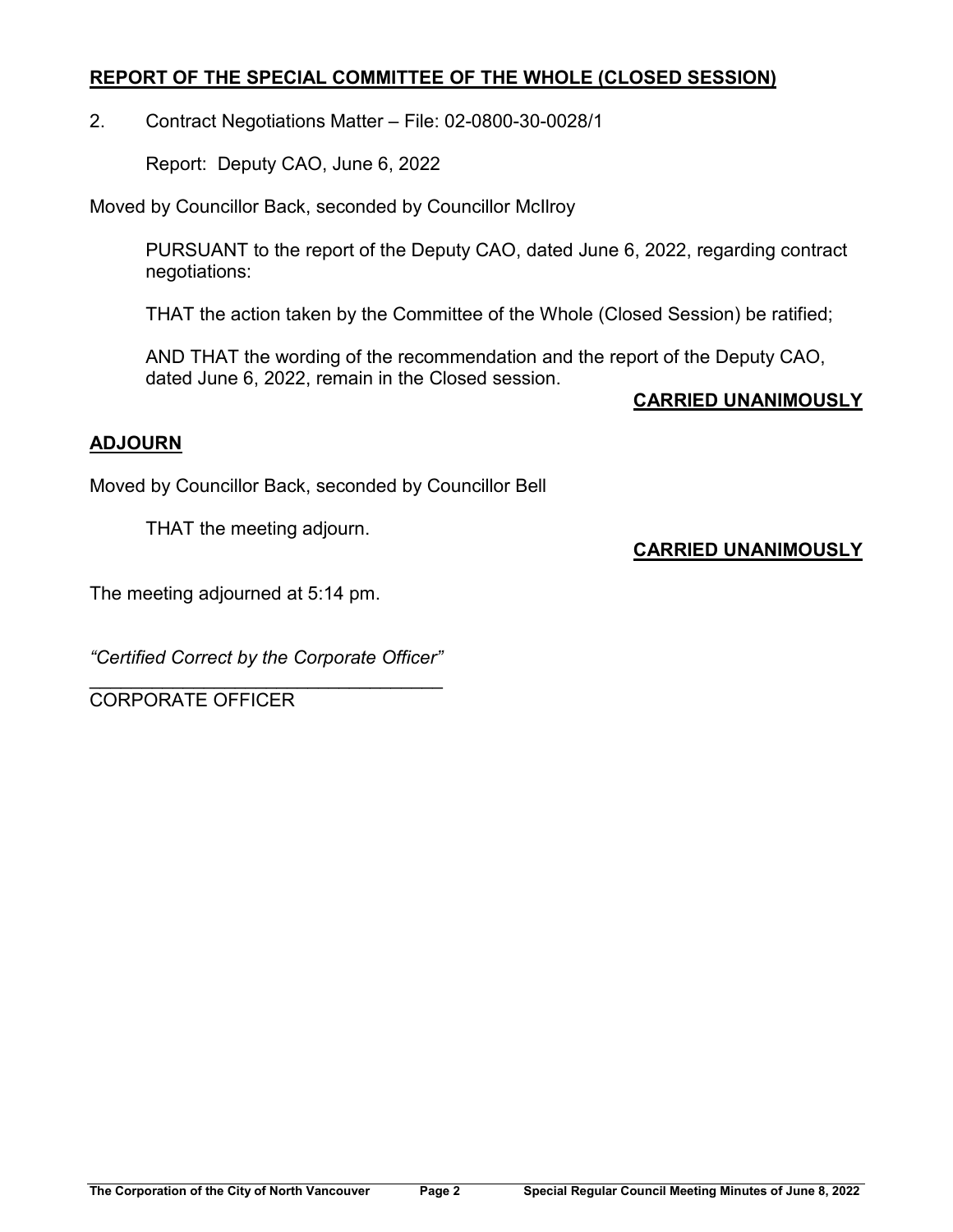## **REPORT OF THE SPECIAL COMMITTEE OF THE WHOLE (CLOSED SESSION)**

2. Contract Negotiations Matter – File: 02-0800-30-0028/1

   Report: Deputy CAO, June 6, 2022

Moved by Councillor Back, seconded by Councillor McIlroy

> PURSUANT to the report of the Deputy CAO, dated June 6, 2022, regarding contract negotiations:
>
> THAT the action taken by the Committee of the Whole (Closed Session) be ratified;
>
> AND THAT the wording of the recommendation and the report of the Deputy CAO, dated June 6, 2022, remain in the Closed session.

**CARRIED UNANIMOUSLY**

## **ADJOURN**

Moved by Councillor Back, seconded by Councillor Bell

> THAT the meeting adjourn.

**CARRIED UNANIMOUSLY**

The meeting adjourned at 5:14 pm.

*"Certified Correct by the Corporate Officer"*

___________________________________

CORPORATE OFFICER